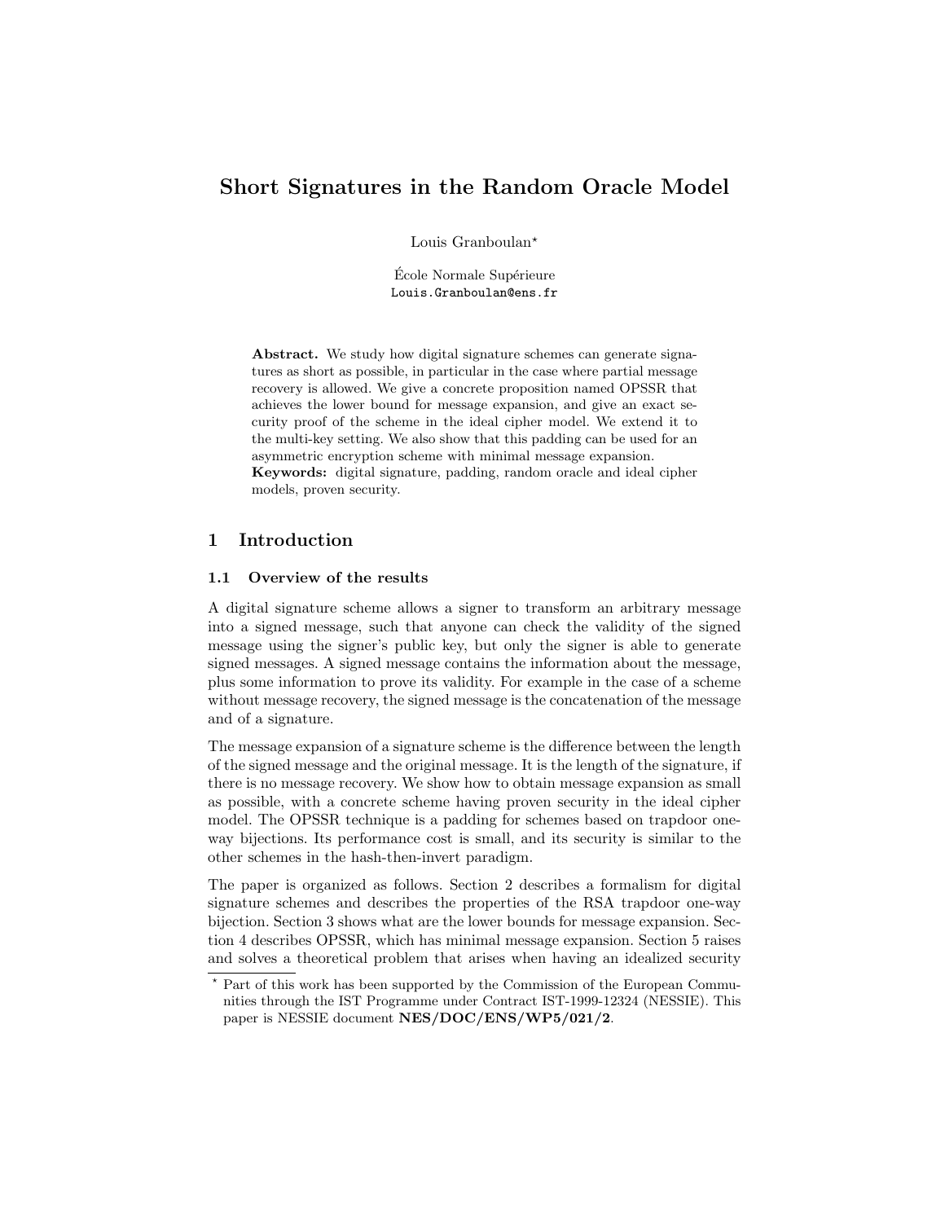# Short Signatures in the Random Oracle Model

Louis Granboulan*

École Normale Supérieure
Louis.Granboulan@ens.fr

**Abstract.** We study how digital signature schemes can generate signatures as short as possible, in particular in the case where partial message recovery is allowed. We give a concrete proposition named OPSSR that achieves the lower bound for message expansion, and give an exact security proof of the scheme in the ideal cipher model. We extend it to the multi-key setting. We also show that this padding can be used for an asymmetric encryption scheme with minimal message expansion.
**Keywords:** digital signature, padding, random oracle and ideal cipher models, proven security.

## 1 Introduction

### 1.1 Overview of the results

A digital signature scheme allows a signer to transform an arbitrary message into a signed message, such that anyone can check the validity of the signed message using the signer's public key, but only the signer is able to generate signed messages. A signed message contains the information about the message, plus some information to prove its validity. For example in the case of a scheme without message recovery, the signed message is the concatenation of the message and of a signature.

The message expansion of a signature scheme is the difference between the length of the signed message and the original message. It is the length of the signature, if there is no message recovery. We show how to obtain message expansion as small as possible, with a concrete scheme having proven security in the ideal cipher model. The OPSSR technique is a padding for schemes based on trapdoor one-way bijections. Its performance cost is small, and its security is similar to the other schemes in the hash-then-invert paradigm.

The paper is organized as follows. Section 2 describes a formalism for digital signature schemes and describes the properties of the RSA trapdoor one-way bijection. Section 3 shows what are the lower bounds for message expansion. Section 4 describes OPSSR, which has minimal message expansion. Section 5 raises and solves a theoretical problem that arises when having an idealized security

* Part of this work has been supported by the Commission of the European Communities through the IST Programme under Contract IST-1999-12324 (NESSIE). This paper is NESSIE document **NES/DOC/ENS/WP5/021/2**.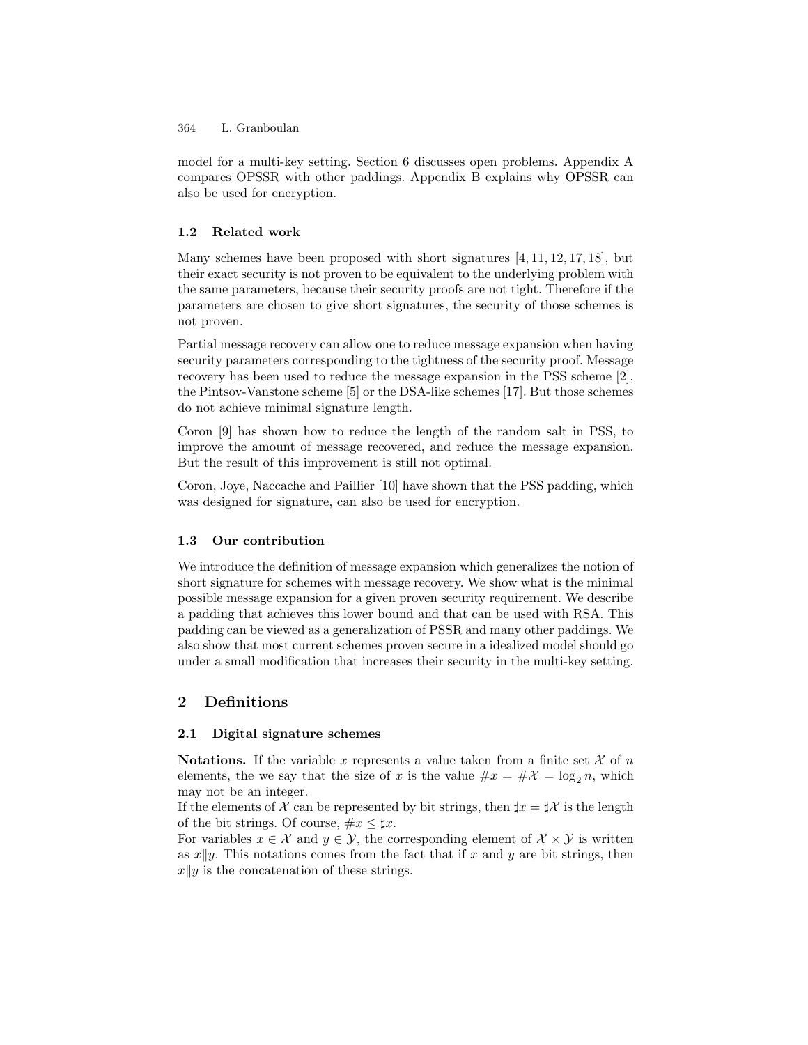model for a multi-key setting. Section 6 discusses open problems. Appendix A compares OPSSR with other paddings. Appendix B explains why OPSSR can also be used for encryption.

### 1.2 Related work

Many schemes have been proposed with short signatures [4, 11, 12, 17, 18], but their exact security is not proven to be equivalent to the underlying problem with the same parameters, because their security proofs are not tight. Therefore if the parameters are chosen to give short signatures, the security of those schemes is not proven.

Partial message recovery can allow one to reduce message expansion when having security parameters corresponding to the tightness of the security proof. Message recovery has been used to reduce the message expansion in the PSS scheme [2], the Pintsov-Vanstone scheme [5] or the DSA-like schemes [17]. But those schemes do not achieve minimal signature length.

Coron [9] has shown how to reduce the length of the random salt in PSS, to improve the amount of message recovered, and reduce the message expansion. But the result of this improvement is still not optimal.

Coron, Joye, Naccache and Paillier [10] have shown that the PSS padding, which was designed for signature, can also be used for encryption.

### 1.3 Our contribution

We introduce the definition of message expansion which generalizes the notion of short signature for schemes with message recovery. We show what is the minimal possible message expansion for a given proven security requirement. We describe a padding that achieves this lower bound and that can be used with RSA. This padding can be viewed as a generalization of PSSR and many other paddings. We also show that most current schemes proven secure in a idealized model should go under a small modification that increases their security in the multi-key setting.

## 2 Definitions

### 2.1 Digital signature schemes

**Notations.** If the variable $x$ represents a value taken from a finite set $\mathcal{X}$ of $n$ elements, the we say that the size of $x$ is the value $\#x = \#\mathcal{X} = \log_2 n$, which may not be an integer.
If the elements of $\mathcal{X}$ can be represented by bit strings, then $\sharp x = \sharp\mathcal{X}$ is the length of the bit strings. Of course, $\#x \leq \sharp x$.
For variables $x \in \mathcal{X}$ and $y \in \mathcal{Y}$, the corresponding element of $\mathcal{X} \times \mathcal{Y}$ is written as $x\|y$. This notations comes from the fact that if $x$ and $y$ are bit strings, then $x\|y$ is the concatenation of these strings.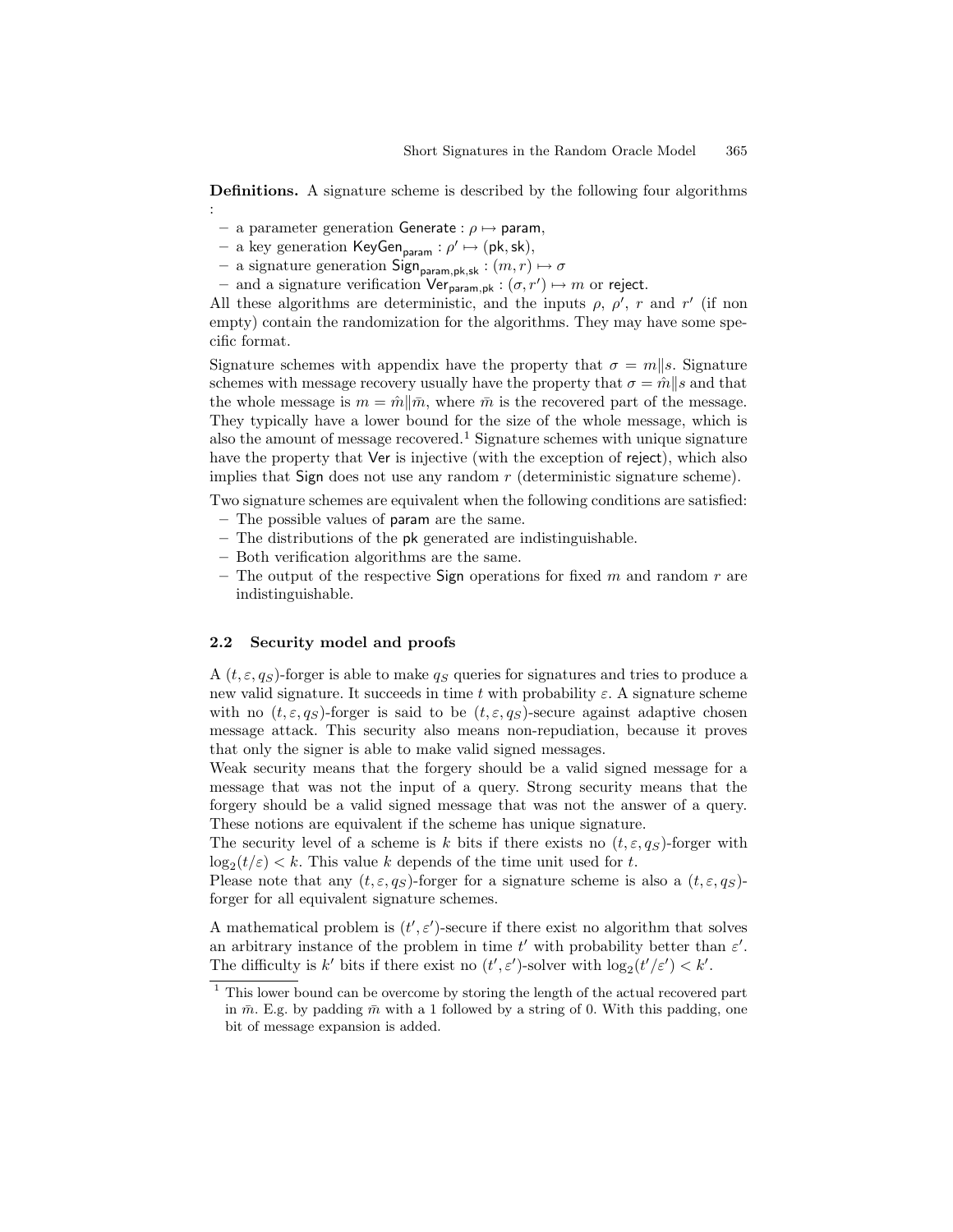**Definitions.** A signature scheme is described by the following four algorithms :

- a parameter generation $\mathsf{Generate} : \rho \mapsto \mathsf{param}$,
- a key generation $\mathsf{KeyGen}_{\mathsf{param}} : \rho' \mapsto (\mathsf{pk}, \mathsf{sk})$,
- a signature generation $\mathsf{Sign}_{\mathsf{param},\mathsf{pk},\mathsf{sk}} : (m, r) \mapsto \sigma$
- and a signature verification $\mathsf{Ver}_{\mathsf{param},\mathsf{pk}} : (\sigma, r') \mapsto m$ or $\mathsf{reject}$.

All these algorithms are deterministic, and the inputs $\rho$, $\rho'$, $r$ and $r'$ (if non empty) contain the randomization for the algorithms. They may have some specific format.

Signature schemes with appendix have the property that $\sigma = m \| s$. Signature schemes with message recovery usually have the property that $\sigma = \hat{m} \| s$ and that the whole message is $m = \hat{m} \| \bar{m}$, where $\bar{m}$ is the recovered part of the message. They typically have a lower bound for the size of the whole message, which is also the amount of message recovered.[1] Signature schemes with unique signature have the property that $\mathsf{Ver}$ is injective (with the exception of $\mathsf{reject}$), which also implies that $\mathsf{Sign}$ does not use any random $r$ (deterministic signature scheme).

Two signature schemes are equivalent when the following conditions are satisfied:

- The possible values of $\mathsf{param}$ are the same.
- The distributions of the $\mathsf{pk}$ generated are indistinguishable.
- Both verification algorithms are the same.
- The output of the respective $\mathsf{Sign}$ operations for fixed $m$ and random $r$ are indistinguishable.

### 2.2 Security model and proofs

A $(t, \varepsilon, q_S)$-forger is able to make $q_S$ queries for signatures and tries to produce a new valid signature. It succeeds in time $t$ with probability $\varepsilon$. A signature scheme with no $(t, \varepsilon, q_S)$-forger is said to be $(t, \varepsilon, q_S)$-secure against adaptive chosen message attack. This security also means non-repudiation, because it proves that only the signer is able to make valid signed messages.

Weak security means that the forgery should be a valid signed message for a message that was not the input of a query. Strong security means that the forgery should be a valid signed message that was not the answer of a query. These notions are equivalent if the scheme has unique signature.

The security level of a scheme is $k$ bits if there exists no $(t, \varepsilon, q_S)$-forger with $\log_2(t/\varepsilon) < k$. This value $k$ depends of the time unit used for $t$.

Please note that any $(t, \varepsilon, q_S)$-forger for a signature scheme is also a $(t, \varepsilon, q_S)$-forger for all equivalent signature schemes.

A mathematical problem is $(t', \varepsilon')$-secure if there exist no algorithm that solves an arbitrary instance of the problem in time $t'$ with probability better than $\varepsilon'$. The difficulty is $k'$ bits if there exist no $(t', \varepsilon')$-solver with $\log_2(t'/\varepsilon') < k'$.

---

[1] This lower bound can be overcome by storing the length of the actual recovered part in $\bar{m}$. E.g. by padding $\bar{m}$ with a 1 followed by a string of 0. With this padding, one bit of message expansion is added.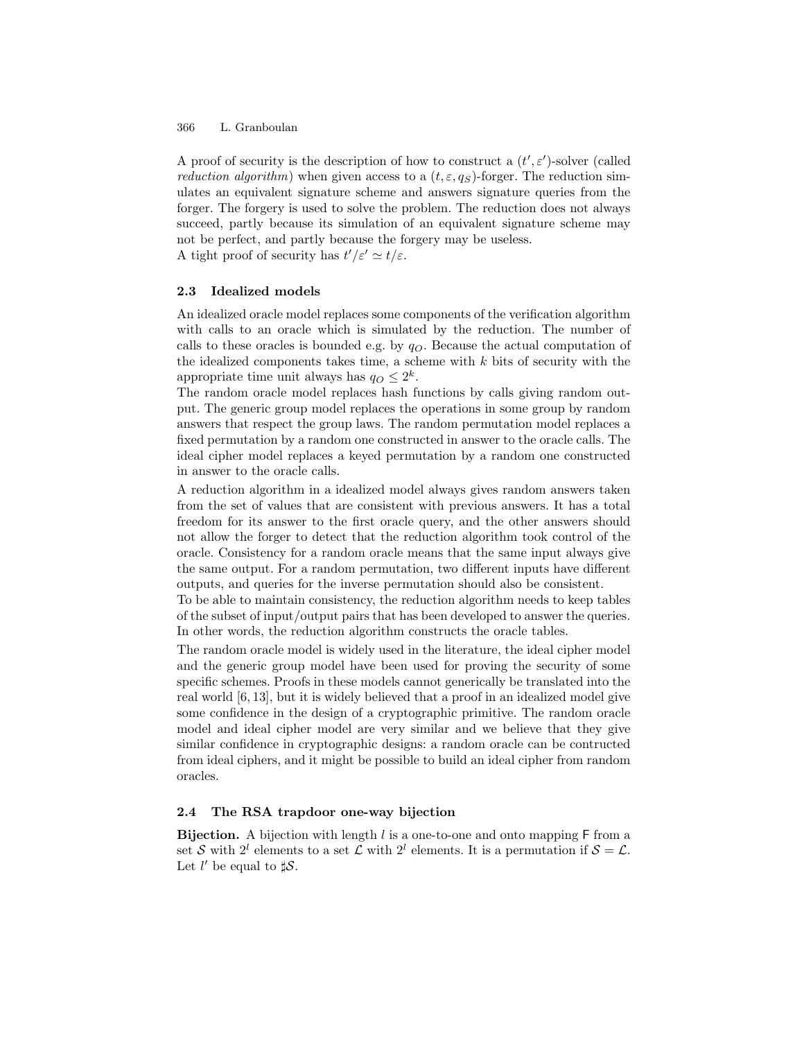A proof of security is the description of how to construct a $(t', \varepsilon')$-solver (called *reduction algorithm*) when given access to a $(t, \varepsilon, q_S)$-forger. The reduction simulates an equivalent signature scheme and answers signature queries from the forger. The forgery is used to solve the problem. The reduction does not always succeed, partly because its simulation of an equivalent signature scheme may not be perfect, and partly because the forgery may be useless.
A tight proof of security has $t'/\varepsilon' \simeq t/\varepsilon$.

### 2.3 Idealized models

An idealized oracle model replaces some components of the verification algorithm with calls to an oracle which is simulated by the reduction. The number of calls to these oracles is bounded e.g. by $q_O$. Because the actual computation of the idealized components takes time, a scheme with $k$ bits of security with the appropriate time unit always has $q_O \leq 2^k$.
The random oracle model replaces hash functions by calls giving random output. The generic group model replaces the operations in some group by random answers that respect the group laws. The random permutation model replaces a fixed permutation by a random one constructed in answer to the oracle calls. The ideal cipher model replaces a keyed permutation by a random one constructed in answer to the oracle calls.

A reduction algorithm in a idealized model always gives random answers taken from the set of values that are consistent with previous answers. It has a total freedom for its answer to the first oracle query, and the other answers should not allow the forger to detect that the reduction algorithm took control of the oracle. Consistency for a random oracle means that the same input always give the same output. For a random permutation, two different inputs have different outputs, and queries for the inverse permutation should also be consistent.
To be able to maintain consistency, the reduction algorithm needs to keep tables of the subset of input/output pairs that has been developed to answer the queries. In other words, the reduction algorithm constructs the oracle tables.

The random oracle model is widely used in the literature, the ideal cipher model and the generic group model have been used for proving the security of some specific schemes. Proofs in these models cannot generically be translated into the real world [6, 13], but it is widely believed that a proof in an idealized model give some confidence in the design of a cryptographic primitive. The random oracle model and ideal cipher model are very similar and we believe that they give similar confidence in cryptographic designs: a random oracle can be contructed from ideal ciphers, and it might be possible to build an ideal cipher from random oracles.

### 2.4 The RSA trapdoor one-way bijection

**Bijection.** A bijection with length $l$ is a one-to-one and onto mapping $\mathsf{F}$ from a set $\mathcal{S}$ with $2^l$ elements to a set $\mathcal{L}$ with $2^l$ elements. It is a permutation if $\mathcal{S} = \mathcal{L}$. Let $l'$ be equal to $\sharp\mathcal{S}$.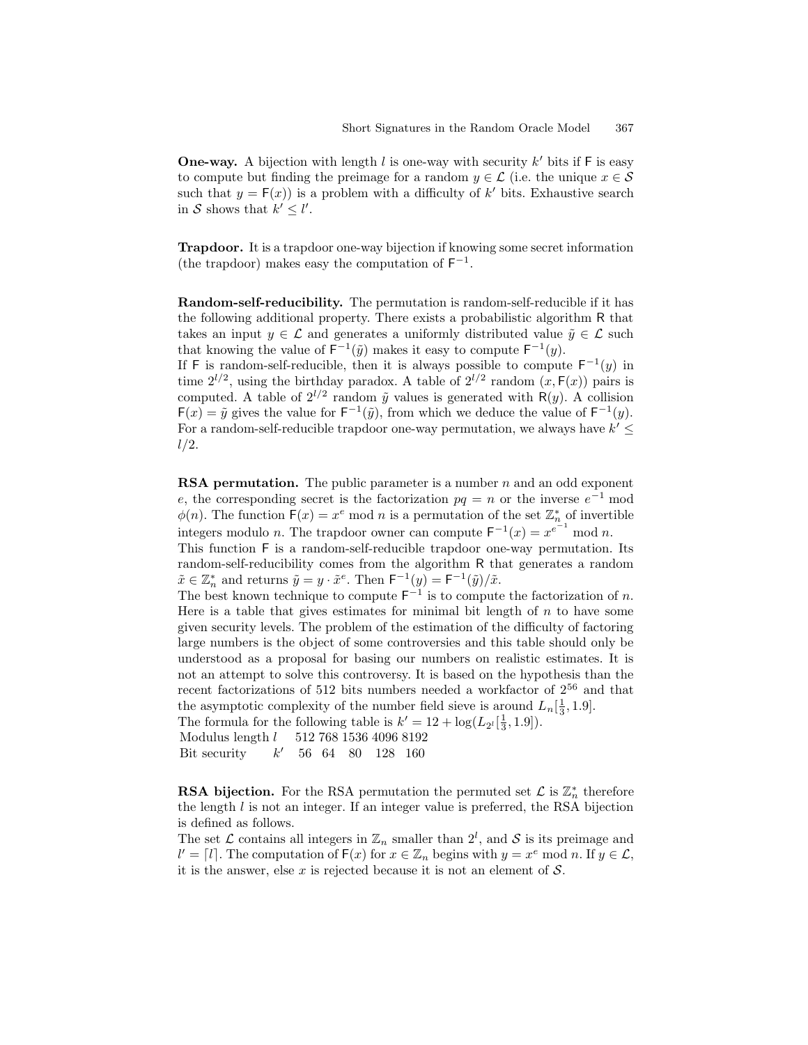**One-way.** A bijection with length $l$ is one-way with security $k'$ bits if $\mathsf{F}$ is easy to compute but finding the preimage for a random $y \in \mathcal{L}$ (i.e. the unique $x \in \mathcal{S}$ such that $y = \mathsf{F}(x)$) is a problem with a difficulty of $k'$ bits. Exhaustive search in $\mathcal{S}$ shows that $k' \leq l'$.

**Trapdoor.** It is a trapdoor one-way bijection if knowing some secret information (the trapdoor) makes easy the computation of $\mathsf{F}^{-1}$.

**Random-self-reducibility.** The permutation is random-self-reducible if it has the following additional property. There exists a probabilistic algorithm $\mathsf{R}$ that takes an input $y \in \mathcal{L}$ and generates a uniformly distributed value $\tilde{y} \in \mathcal{L}$ such that knowing the value of $\mathsf{F}^{-1}(\tilde{y})$ makes it easy to compute $\mathsf{F}^{-1}(y)$.
If $\mathsf{F}$ is random-self-reducible, then it is always possible to compute $\mathsf{F}^{-1}(y)$ in time $2^{l/2}$, using the birthday paradox. A table of $2^{l/2}$ random $(x, \mathsf{F}(x))$ pairs is computed. A table of $2^{l/2}$ random $\tilde{y}$ values is generated with $\mathsf{R}(y)$. A collision $\mathsf{F}(x) = \tilde{y}$ gives the value for $\mathsf{F}^{-1}(\tilde{y})$, from which we deduce the value of $\mathsf{F}^{-1}(y)$. For a random-self-reducible trapdoor one-way permutation, we always have $k' \leq l/2$.

**RSA permutation.** The public parameter is a number $n$ and an odd exponent $e$, the corresponding secret is the factorization $pq = n$ or the inverse $e^{-1} \bmod \phi(n)$. The function $\mathsf{F}(x) = x^e \bmod n$ is a permutation of the set $\mathbb{Z}_n^*$ of invertible integers modulo $n$. The trapdoor owner can compute $\mathsf{F}^{-1}(x) = x^{e^{-1}} \bmod n$.
This function $\mathsf{F}$ is a random-self-reducible trapdoor one-way permutation. Its random-self-reducibility comes from the algorithm $\mathsf{R}$ that generates a random $\tilde{x} \in \mathbb{Z}_n^*$ and returns $\tilde{y} = y \cdot \tilde{x}^e$. Then $\mathsf{F}^{-1}(y) = \mathsf{F}^{-1}(\tilde{y})/\tilde{x}$.
The best known technique to compute $\mathsf{F}^{-1}$ is to compute the factorization of $n$. Here is a table that gives estimates for minimal bit length of $n$ to have some given security levels. The problem of the estimation of the difficulty of factoring large numbers is the object of some controversies and this table should only be understood as a proposal for basing our numbers on realistic estimates. It is not an attempt to solve this controversy. It is based on the hypothesis than the recent factorizations of 512 bits numbers needed a workfactor of $2^{56}$ and that the asymptotic complexity of the number field sieve is around $L_n[\frac{1}{3}, 1.9]$.
The formula for the following table is $k' = 12 + \log(L_{2^l}[\frac{1}{3}, 1.9])$.

| Modulus length $l$ | 512 | 768 | 1536 | 4096 | 8192 |
|---|---|---|---|---|---|
| Bit security $k'$ | 56 | 64 | 80 | 128 | 160 |

**RSA bijection.** For the RSA permutation the permuted set $\mathcal{L}$ is $\mathbb{Z}_n^*$ therefore the length $l$ is not an integer. If an integer value is preferred, the RSA bijection is defined as follows.
The set $\mathcal{L}$ contains all integers in $\mathbb{Z}_n$ smaller than $2^l$, and $\mathcal{S}$ is its preimage and $l' = \lceil l \rceil$. The computation of $\mathsf{F}(x)$ for $x \in \mathbb{Z}_n$ begins with $y = x^e \bmod n$. If $y \in \mathcal{L}$, it is the answer, else $x$ is rejected because it is not an element of $\mathcal{S}$.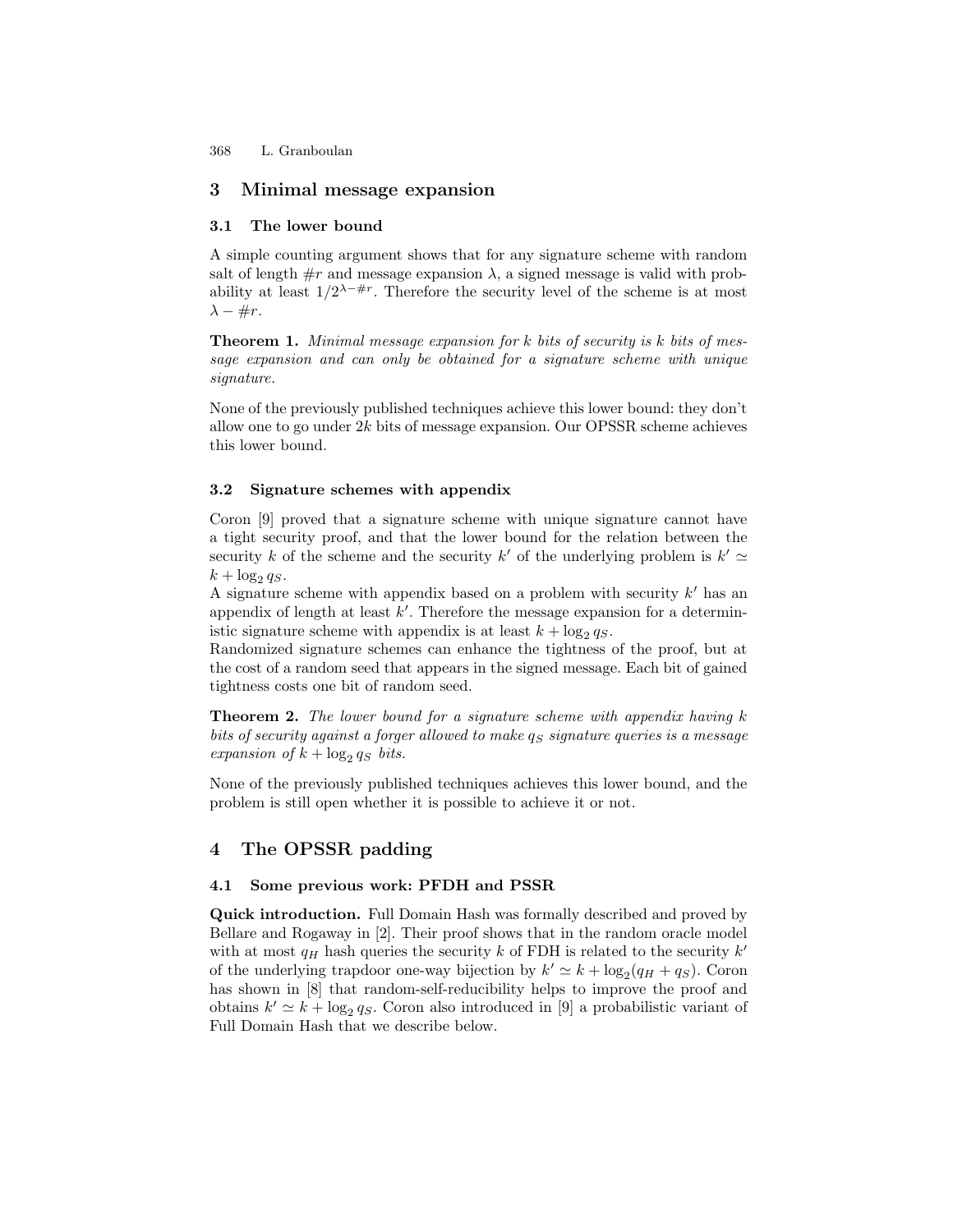## 3 Minimal message expansion

### 3.1 The lower bound

A simple counting argument shows that for any signature scheme with random salt of length $\#r$ and message expansion $\lambda$, a signed message is valid with probability at least $1/2^{\lambda-\#r}$. Therefore the security level of the scheme is at most $\lambda - \#r$.

**Theorem 1.** *Minimal message expansion for $k$ bits of security is $k$ bits of message expansion and can only be obtained for a signature scheme with unique signature.*

None of the previously published techniques achieve this lower bound: they don't allow one to go under $2k$ bits of message expansion. Our OPSSR scheme achieves this lower bound.

### 3.2 Signature schemes with appendix

Coron [9] proved that a signature scheme with unique signature cannot have a tight security proof, and that the lower bound for the relation between the security $k$ of the scheme and the security $k'$ of the underlying problem is $k' \simeq k + \log_2 q_S$.

A signature scheme with appendix based on a problem with security $k'$ has an appendix of length at least $k'$. Therefore the message expansion for a deterministic signature scheme with appendix is at least $k + \log_2 q_S$.

Randomized signature schemes can enhance the tightness of the proof, but at the cost of a random seed that appears in the signed message. Each bit of gained tightness costs one bit of random seed.

**Theorem 2.** *The lower bound for a signature scheme with appendix having $k$ bits of security against a forger allowed to make $q_S$ signature queries is a message expansion of $k + \log_2 q_S$ bits.*

None of the previously published techniques achieves this lower bound, and the problem is still open whether it is possible to achieve it or not.

## 4 The OPSSR padding

### 4.1 Some previous work: PFDH and PSSR

**Quick introduction.** Full Domain Hash was formally described and proved by Bellare and Rogaway in [2]. Their proof shows that in the random oracle model with at most $q_H$ hash queries the security $k$ of FDH is related to the security $k'$ of the underlying trapdoor one-way bijection by $k' \simeq k + \log_2(q_H + q_S)$. Coron has shown in [8] that random-self-reducibility helps to improve the proof and obtains $k' \simeq k + \log_2 q_S$. Coron also introduced in [9] a probabilistic variant of Full Domain Hash that we describe below.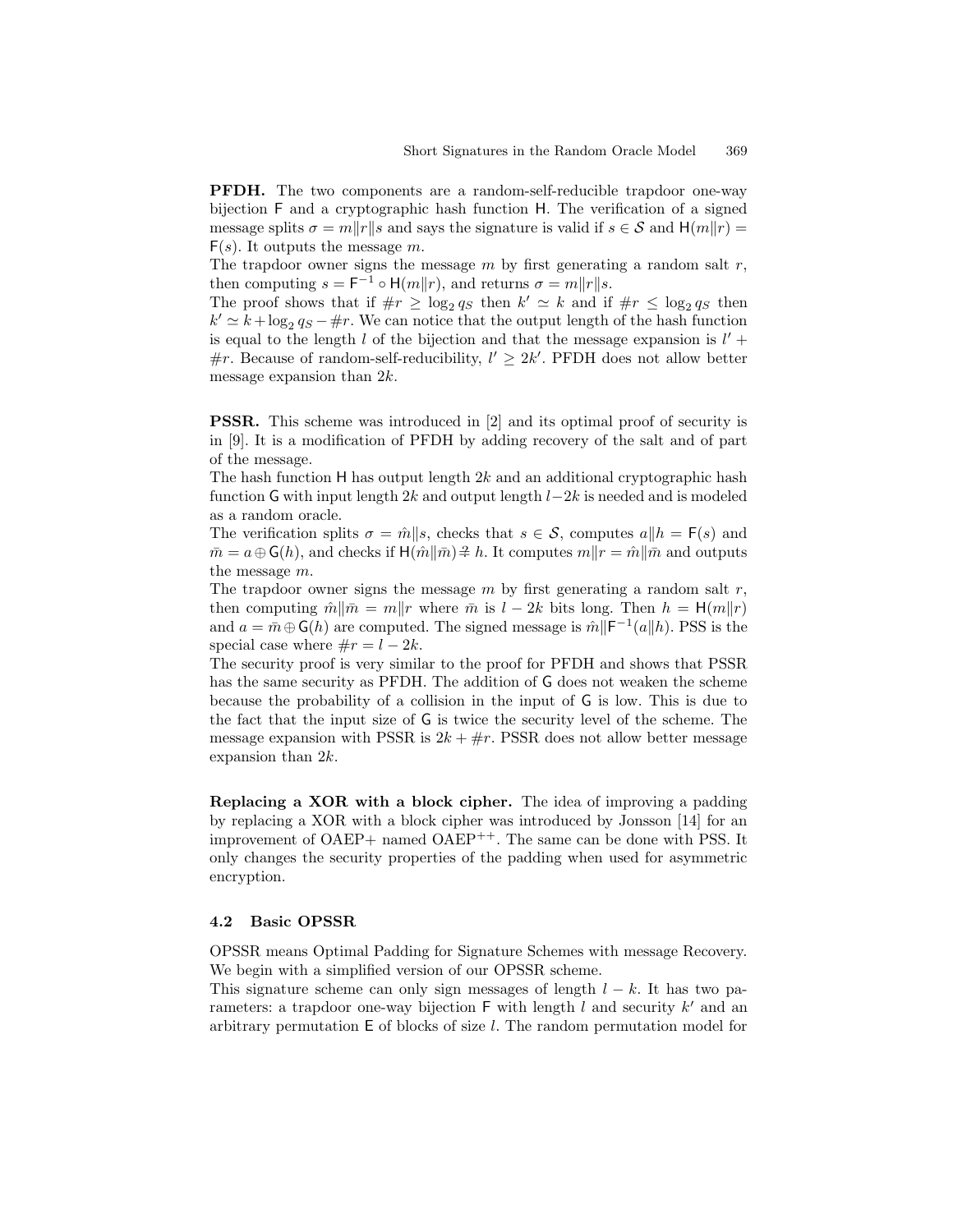**PFDH.** The two components are a random-self-reducible trapdoor one-way bijection $\mathsf{F}$ and a cryptographic hash function $\mathsf{H}$. The verification of a signed message splits $\sigma = m\|r\|s$ and says the signature is valid if $s \in \mathcal{S}$ and $\mathsf{H}(m\|r) = \mathsf{F}(s)$. It outputs the message $m$.
The trapdoor owner signs the message $m$ by first generating a random salt $r$, then computing $s = \mathsf{F}^{-1} \circ \mathsf{H}(m\|r)$, and returns $\sigma = m\|r\|s$.
The proof shows that if $\#r \geq \log_2 q_S$ then $k' \simeq k$ and if $\#r \leq \log_2 q_S$ then $k' \simeq k + \log_2 q_S - \#r$. We can notice that the output length of the hash function is equal to the length $l$ of the bijection and that the message expansion is $l' + \#r$. Because of random-self-reducibility, $l' \geq 2k'$. PFDH does not allow better message expansion than $2k$.

**PSSR.** This scheme was introduced in [2] and its optimal proof of security is in [9]. It is a modification of PFDH by adding recovery of the salt and of part of the message.
The hash function $\mathsf{H}$ has output length $2k$ and an additional cryptographic hash function $\mathsf{G}$ with input length $2k$ and output length $l - 2k$ is needed and is modeled as a random oracle.
The verification splits $\sigma = \hat{m}\|s$, checks that $s \in \mathcal{S}$, computes $a\|h = \mathsf{F}(s)$ and $\bar{m} = a \oplus \mathsf{G}(h)$, and checks if $\mathsf{H}(\hat{m}\|\bar{m}) \stackrel{?}{=} h$. It computes $m\|r = \hat{m}\|\bar{m}$ and outputs the message $m$.
The trapdoor owner signs the message $m$ by first generating a random salt $r$, then computing $\hat{m}\|\bar{m} = m\|r$ where $\bar{m}$ is $l - 2k$ bits long. Then $h = \mathsf{H}(m\|r)$ and $a = \bar{m} \oplus \mathsf{G}(h)$ are computed. The signed message is $\hat{m}\|\mathsf{F}^{-1}(a\|h)$. PSS is the special case where $\#r = l - 2k$.
The security proof is very similar to the proof for PFDH and shows that PSSR has the same security as PFDH. The addition of $\mathsf{G}$ does not weaken the scheme because the probability of a collision in the input of $\mathsf{G}$ is low. This is due to the fact that the input size of $\mathsf{G}$ is twice the security level of the scheme. The message expansion with PSSR is $2k + \#r$. PSSR does not allow better message expansion than $2k$.

**Replacing a XOR with a block cipher.** The idea of improving a padding by replacing a XOR with a block cipher was introduced by Jonsson [14] for an improvement of OAEP+ named OAEP$^{++}$. The same can be done with PSS. It only changes the security properties of the padding when used for asymmetric encryption.

### 4.2 Basic OPSSR

OPSSR means Optimal Padding for Signature Schemes with message Recovery. We begin with a simplified version of our OPSSR scheme.
This signature scheme can only sign messages of length $l - k$. It has two parameters: a trapdoor one-way bijection $\mathsf{F}$ with length $l$ and security $k'$ and an arbitrary permutation $\mathsf{E}$ of blocks of size $l$. The random permutation model for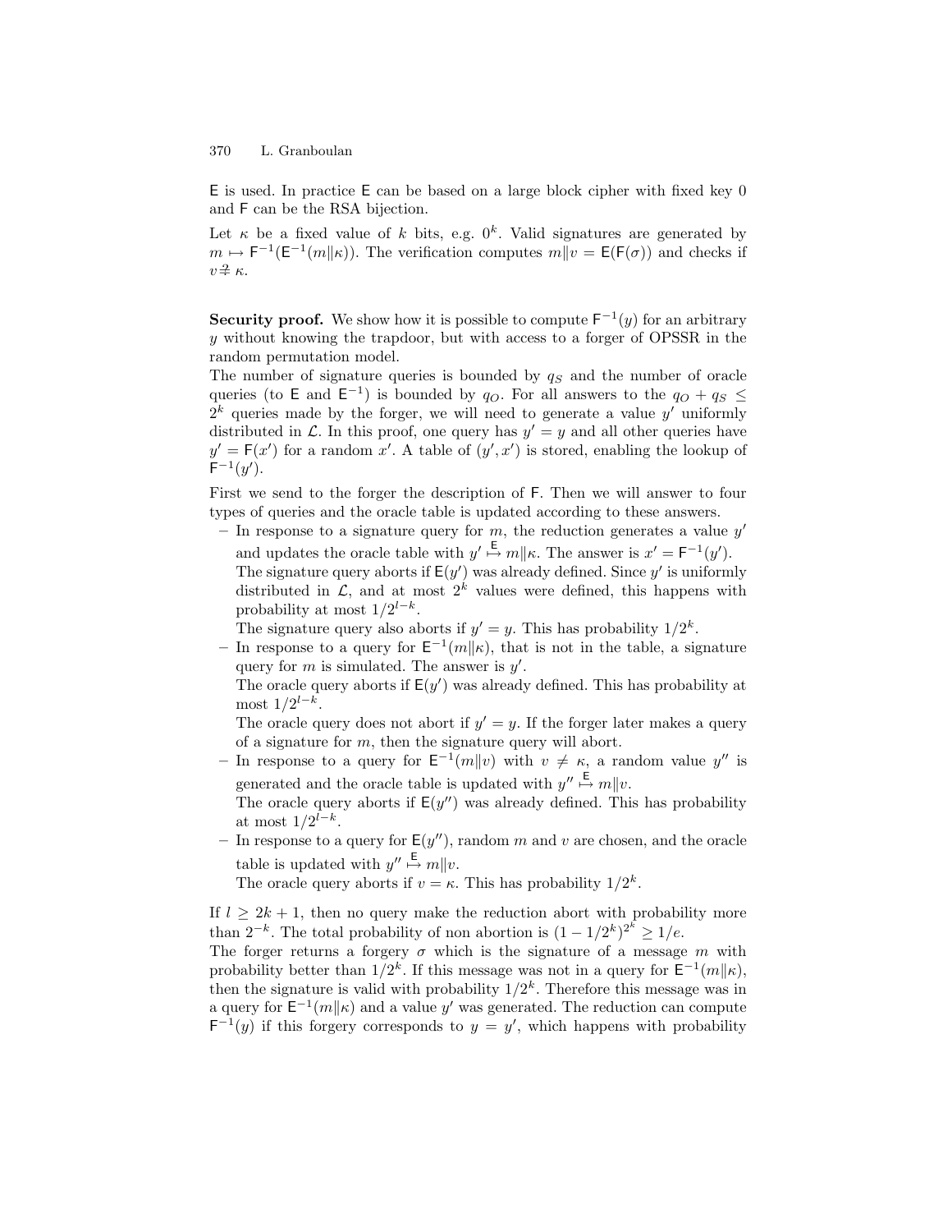$\mathsf{E}$ is used. In practice $\mathsf{E}$ can be based on a large block cipher with fixed key 0 and $\mathsf{F}$ can be the RSA bijection.

Let $\kappa$ be a fixed value of $k$ bits, e.g. $0^k$. Valid signatures are generated by $m \mapsto \mathsf{F}^{-1}(\mathsf{E}^{-1}(m\|\kappa))$. The verification computes $m\|v = \mathsf{E}(\mathsf{F}(\sigma))$ and checks if $v \stackrel{?}{=} \kappa$.

**Security proof.** We show how it is possible to compute $\mathsf{F}^{-1}(y)$ for an arbitrary $y$ without knowing the trapdoor, but with access to a forger of OPSSR in the random permutation model.

The number of signature queries is bounded by $q_S$ and the number of oracle queries (to $\mathsf{E}$ and $\mathsf{E}^{-1}$) is bounded by $q_O$. For all answers to the $q_O + q_S \leq 2^k$ queries made by the forger, we will need to generate a value $y'$ uniformly distributed in $\mathcal{L}$. In this proof, one query has $y' = y$ and all other queries have $y' = \mathsf{F}(x')$ for a random $x'$. A table of $(y', x')$ is stored, enabling the lookup of $\mathsf{F}^{-1}(y')$.

First we send to the forger the description of $\mathsf{F}$. Then we will answer to four types of queries and the oracle table is updated according to these answers.

- In response to a signature query for $m$, the reduction generates a value $y'$ and updates the oracle table with $y' \stackrel{\mathsf{E}}{\mapsto} m\|\kappa$. The answer is $x' = \mathsf{F}^{-1}(y')$.
  The signature query aborts if $\mathsf{E}(y')$ was already defined. Since $y'$ is uniformly distributed in $\mathcal{L}$, and at most $2^k$ values were defined, this happens with probability at most $1/2^{l-k}$.
  The signature query also aborts if $y' = y$. This has probability $1/2^k$.
- In response to a query for $\mathsf{E}^{-1}(m\|\kappa)$, that is not in the table, a signature query for $m$ is simulated. The answer is $y'$.
  The oracle query aborts if $\mathsf{E}(y')$ was already defined. This has probability at most $1/2^{l-k}$.
  The oracle query does not abort if $y' = y$. If the forger later makes a query of a signature for $m$, then the signature query will abort.
- In response to a query for $\mathsf{E}^{-1}(m\|v)$ with $v \neq \kappa$, a random value $y''$ is generated and the oracle table is updated with $y'' \stackrel{\mathsf{E}}{\mapsto} m\|v$.
  The oracle query aborts if $\mathsf{E}(y'')$ was already defined. This has probability at most $1/2^{l-k}$.
- In response to a query for $\mathsf{E}(y'')$, random $m$ and $v$ are chosen, and the oracle table is updated with $y'' \stackrel{\mathsf{E}}{\mapsto} m\|v$.
  The oracle query aborts if $v = \kappa$. This has probability $1/2^k$.

If $l \geq 2k+1$, then no query make the reduction abort with probability more than $2^{-k}$. The total probability of non abortion is $(1 - 1/2^k)^{2^k} \geq 1/e$.

The forger returns a forgery $\sigma$ which is the signature of a message $m$ with probability better than $1/2^k$. If this message was not in a query for $\mathsf{E}^{-1}(m\|\kappa)$, then the signature is valid with probability $1/2^k$. Therefore this message was in a query for $\mathsf{E}^{-1}(m\|\kappa)$ and a value $y'$ was generated. The reduction can compute $\mathsf{F}^{-1}(y)$ if this forgery corresponds to $y = y'$, which happens with probability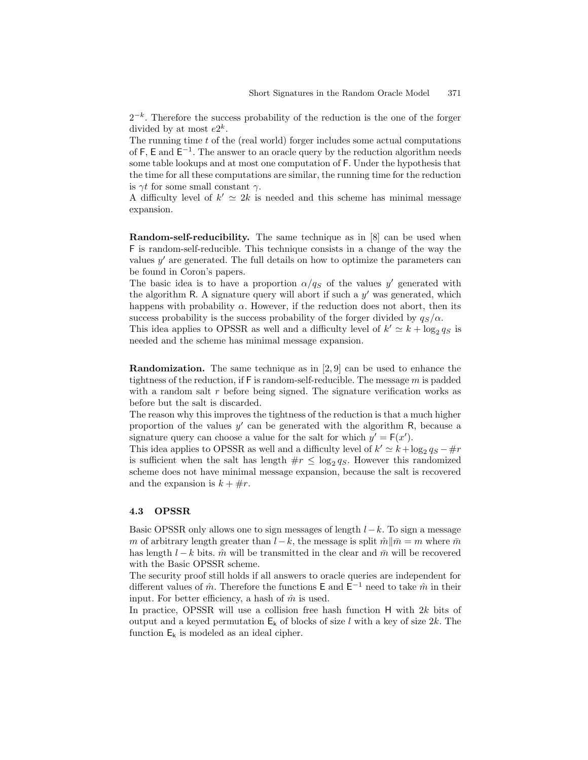$2^{-k}$. Therefore the success probability of the reduction is the one of the forger divided by at most $e2^k$.
The running time $t$ of the (real world) forger includes some actual computations of $\mathsf{F}$, $\mathsf{E}$ and $\mathsf{E}^{-1}$. The answer to an oracle query by the reduction algorithm needs some table lookups and at most one computation of $\mathsf{F}$. Under the hypothesis that the time for all these computations are similar, the running time for the reduction is $\gamma t$ for some small constant $\gamma$.
A difficulty level of $k' \simeq 2k$ is needed and this scheme has minimal message expansion.

**Random-self-reducibility.** The same technique as in [8] can be used when $\mathsf{F}$ is random-self-reducible. This technique consists in a change of the way the values $y'$ are generated. The full details on how to optimize the parameters can be found in Coron's papers.
The basic idea is to have a proportion $\alpha/q_S$ of the values $y'$ generated with the algorithm $\mathsf{R}$. A signature query will abort if such a $y'$ was generated, which happens with probability $\alpha$. However, if the reduction does not abort, then its success probability is the success probability of the forger divided by $q_S/\alpha$.
This idea applies to OPSSR as well and a difficulty level of $k' \simeq k + \log_2 q_S$ is needed and the scheme has minimal message expansion.

**Randomization.** The same technique as in [2, 9] can be used to enhance the tightness of the reduction, if $\mathsf{F}$ is random-self-reducible. The message $m$ is padded with a random salt $r$ before being signed. The signature verification works as before but the salt is discarded.
The reason why this improves the tightness of the reduction is that a much higher proportion of the values $y'$ can be generated with the algorithm $\mathsf{R}$, because a signature query can choose a value for the salt for which $y' = \mathsf{F}(x')$.
This idea applies to OPSSR as well and a difficulty level of $k' \simeq k + \log_2 q_S - \#r$ is sufficient when the salt has length $\#r \leq \log_2 q_S$. However this randomized scheme does not have minimal message expansion, because the salt is recovered and the expansion is $k + \#r$.

### 4.3 OPSSR

Basic OPSSR only allows one to sign messages of length $l - k$. To sign a message $m$ of arbitrary length greater than $l - k$, the message is split $\hat{m} \| \bar{m} = m$ where $\bar{m}$ has length $l - k$ bits. $\hat{m}$ will be transmitted in the clear and $\bar{m}$ will be recovered with the Basic OPSSR scheme.
The security proof still holds if all answers to oracle queries are independent for different values of $\hat{m}$. Therefore the functions $\mathsf{E}$ and $\mathsf{E}^{-1}$ need to take $\hat{m}$ in their input. For better efficiency, a hash of $\hat{m}$ is used.
In practice, OPSSR will use a collision free hash function $\mathsf{H}$ with $2k$ bits of output and a keyed permutation $\mathsf{E}_\mathsf{k}$ of blocks of size $l$ with a key of size $2k$. The function $\mathsf{E}_\mathsf{k}$ is modeled as an ideal cipher.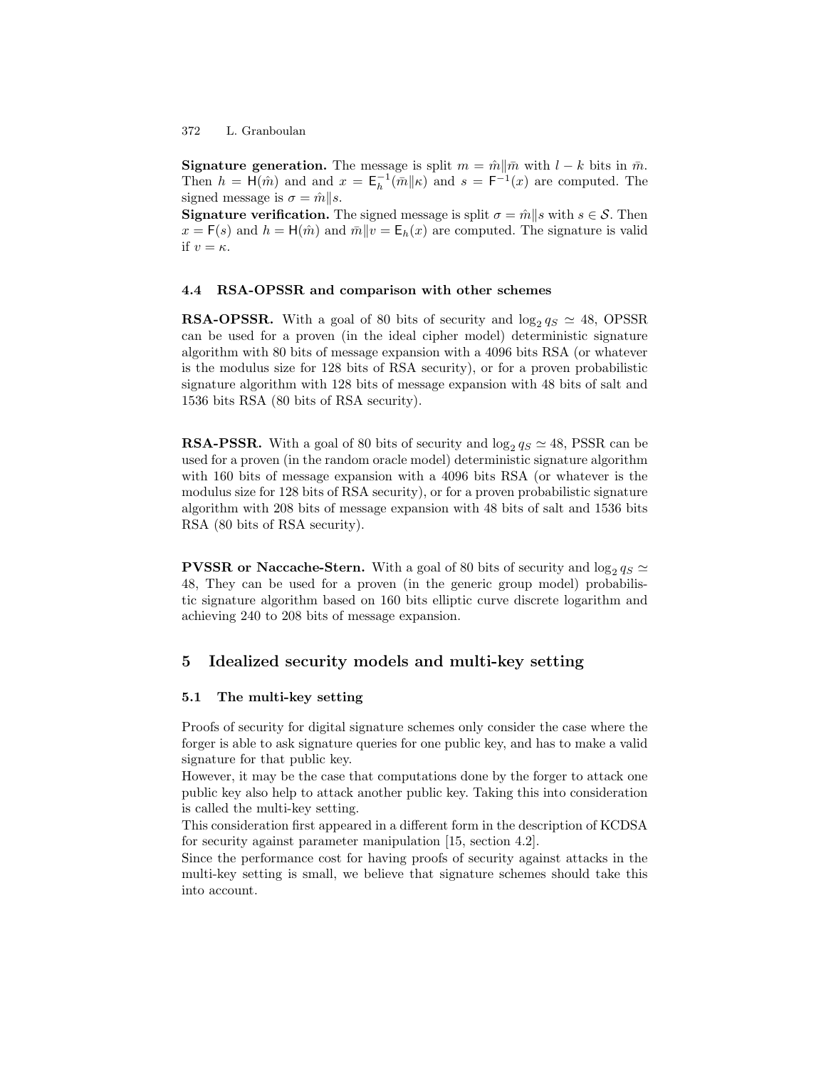**Signature generation.** The message is split $m = \hat{m} \| \bar{m}$ with $l - k$ bits in $\bar{m}$. Then $h = \mathsf{H}(\hat{m})$ and and $x = \mathsf{E}_h^{-1}(\bar{m} \| \kappa)$ and $s = \mathsf{F}^{-1}(x)$ are computed. The signed message is $\sigma = \hat{m} \| s$.

**Signature verification.** The signed message is split $\sigma = \hat{m} \| s$ with $s \in \mathcal{S}$. Then $x = \mathsf{F}(s)$ and $h = \mathsf{H}(\hat{m})$ and $\bar{m} \| v = \mathsf{E}_h(x)$ are computed. The signature is valid if $v = \kappa$.

### 4.4 RSA-OPSSR and comparison with other schemes

**RSA-OPSSR.** With a goal of 80 bits of security and $\log_2 q_S \simeq 48$, OPSSR can be used for a proven (in the ideal cipher model) deterministic signature algorithm with 80 bits of message expansion with a 4096 bits RSA (or whatever is the modulus size for 128 bits of RSA security), or for a proven probabilistic signature algorithm with 128 bits of message expansion with 48 bits of salt and 1536 bits RSA (80 bits of RSA security).

**RSA-PSSR.** With a goal of 80 bits of security and $\log_2 q_S \simeq 48$, PSSR can be used for a proven (in the random oracle model) deterministic signature algorithm with 160 bits of message expansion with a 4096 bits RSA (or whatever is the modulus size for 128 bits of RSA security), or for a proven probabilistic signature algorithm with 208 bits of message expansion with 48 bits of salt and 1536 bits RSA (80 bits of RSA security).

**PVSSR or Naccache-Stern.** With a goal of 80 bits of security and $\log_2 q_S \simeq 48$, They can be used for a proven (in the generic group model) probabilistic signature algorithm based on 160 bits elliptic curve discrete logarithm and achieving 240 to 208 bits of message expansion.

## 5 Idealized security models and multi-key setting

### 5.1 The multi-key setting

Proofs of security for digital signature schemes only consider the case where the forger is able to ask signature queries for one public key, and has to make a valid signature for that public key.

However, it may be the case that computations done by the forger to attack one public key also help to attack another public key. Taking this into consideration is called the multi-key setting.

This consideration first appeared in a different form in the description of KCDSA for security against parameter manipulation [15, section 4.2].

Since the performance cost for having proofs of security against attacks in the multi-key setting is small, we believe that signature schemes should take this into account.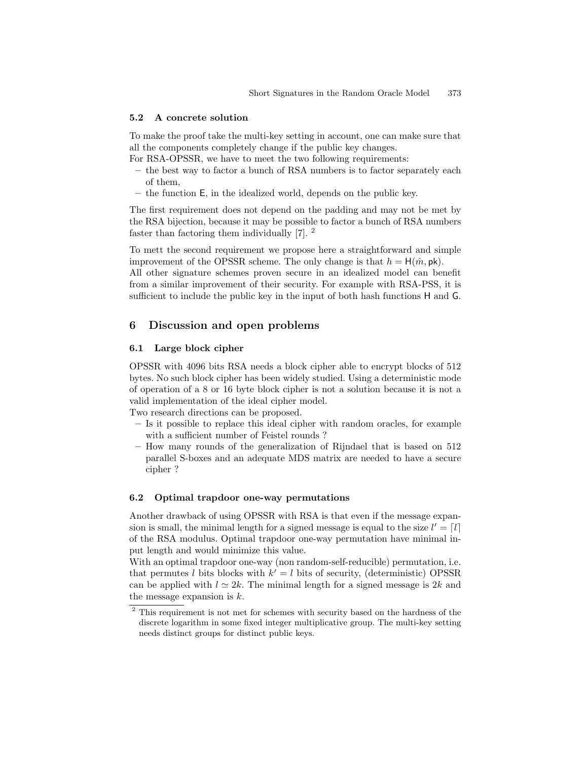### 5.2 A concrete solution

To make the proof take the multi-key setting in account, one can make sure that all the components completely change if the public key changes.

For RSA-OPSSR, we have to meet the two following requirements:

- the best way to factor a bunch of RSA numbers is to factor separately each of them,
- the function $\mathsf{E}$, in the idealized world, depends on the public key.

The first requirement does not depend on the padding and may not be met by the RSA bijection, because it may be possible to factor a bunch of RSA numbers faster than factoring them individually [7]. [2]

To mett the second requirement we propose here a straightforward and simple improvement of the OPSSR scheme. The only change is that $h = \mathsf{H}(\hat{m}, \mathsf{pk})$.

All other signature schemes proven secure in an idealized model can benefit from a similar improvement of their security. For example with RSA-PSS, it is sufficient to include the public key in the input of both hash functions $\mathsf{H}$ and $\mathsf{G}$.

## 6 Discussion and open problems

### 6.1 Large block cipher

OPSSR with 4096 bits RSA needs a block cipher able to encrypt blocks of 512 bytes. No such block cipher has been widely studied. Using a deterministic mode of operation of a 8 or 16 byte block cipher is not a solution because it is not a valid implementation of the ideal cipher model.

Two research directions can be proposed.

- Is it possible to replace this ideal cipher with random oracles, for example with a sufficient number of Feistel rounds ?
- How many rounds of the generalization of Rijndael that is based on 512 parallel S-boxes and an adequate MDS matrix are needed to have a secure cipher ?

### 6.2 Optimal trapdoor one-way permutations

Another drawback of using OPSSR with RSA is that even if the message expansion is small, the minimal length for a signed message is equal to the size $l' = \lceil l \rceil$ of the RSA modulus. Optimal trapdoor one-way permutation have minimal input length and would minimize this value.

With an optimal trapdoor one-way (non random-self-reducible) permutation, i.e. that permutes $l$ bits blocks with $k' = l$ bits of security, (deterministic) OPSSR can be applied with $l \simeq 2k$. The minimal length for a signed message is $2k$ and the message expansion is $k$.

[2] This requirement is not met for schemes with security based on the hardness of the discrete logarithm in some fixed integer multiplicative group. The multi-key setting needs distinct groups for distinct public keys.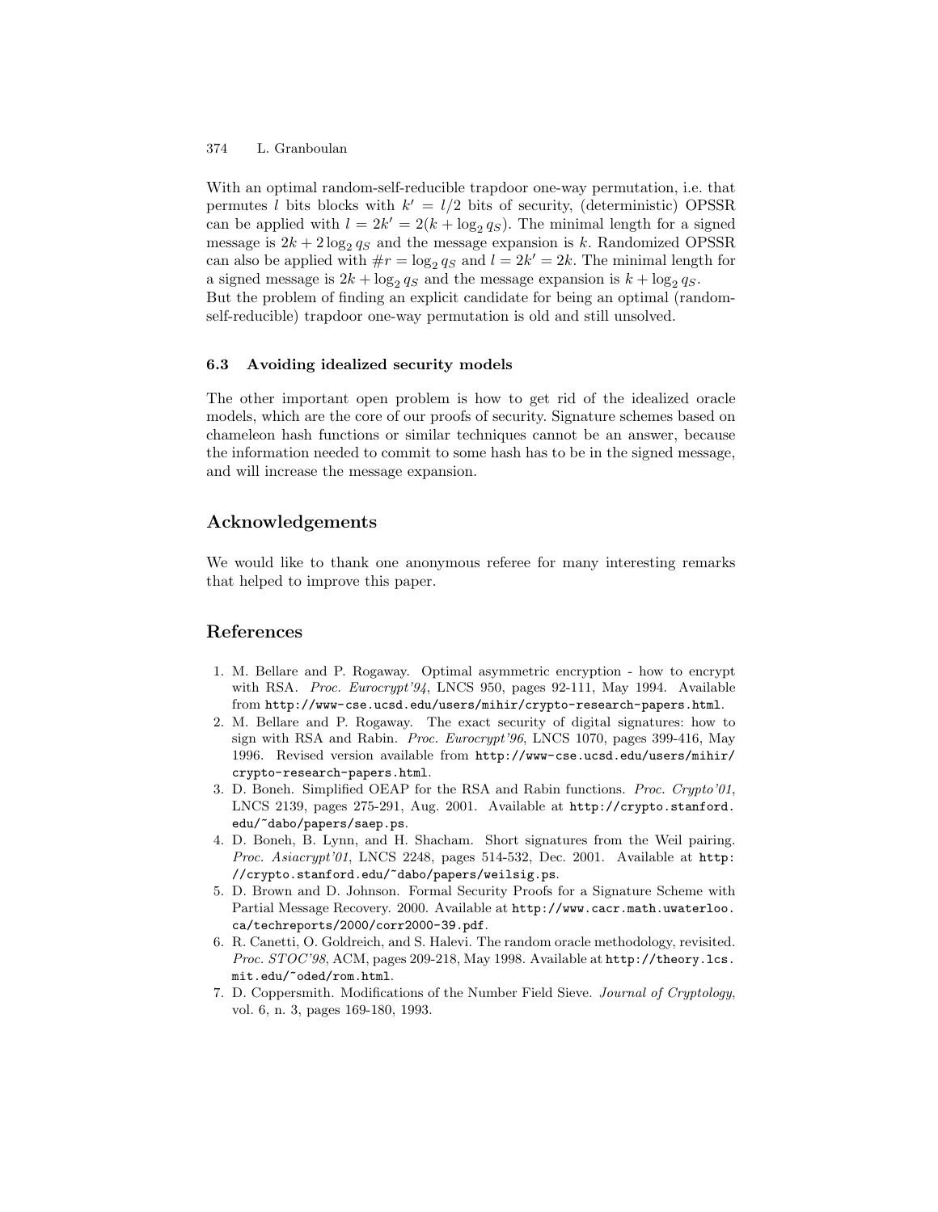With an optimal random-self-reducible trapdoor one-way permutation, i.e. that permutes $l$ bits blocks with $k' = l/2$ bits of security, (deterministic) OPSSR can be applied with $l = 2k' = 2(k + \log_2 q_S)$. The minimal length for a signed message is $2k + 2\log_2 q_S$ and the message expansion is $k$. Randomized OPSSR can also be applied with $\#r = \log_2 q_S$ and $l = 2k' = 2k$. The minimal length for a signed message is $2k + \log_2 q_S$ and the message expansion is $k + \log_2 q_S$.
But the problem of finding an explicit candidate for being an optimal (random-self-reducible) trapdoor one-way permutation is old and still unsolved.

### 6.3 Avoiding idealized security models

The other important open problem is how to get rid of the idealized oracle models, which are the core of our proofs of security. Signature schemes based on chameleon hash functions or similar techniques cannot be an answer, because the information needed to commit to some hash has to be in the signed message, and will increase the message expansion.

## Acknowledgements

We would like to thank one anonymous referee for many interesting remarks that helped to improve this paper.

## References

1. M. Bellare and P. Rogaway. Optimal asymmetric encryption - how to encrypt with RSA. *Proc. Eurocrypt'94*, LNCS 950, pages 92-111, May 1994. Available from `http://www-cse.ucsd.edu/users/mihir/crypto-research-papers.html`.
2. M. Bellare and P. Rogaway. The exact security of digital signatures: how to sign with RSA and Rabin. *Proc. Eurocrypt'96*, LNCS 1070, pages 399-416, May 1996. Revised version available from `http://www-cse.ucsd.edu/users/mihir/crypto-research-papers.html`.
3. D. Boneh. Simplified OEAP for the RSA and Rabin functions. *Proc. Crypto'01*, LNCS 2139, pages 275-291, Aug. 2001. Available at `http://crypto.stanford.edu/~dabo/papers/saep.ps`.
4. D. Boneh, B. Lynn, and H. Shacham. Short signatures from the Weil pairing. *Proc. Asiacrypt'01*, LNCS 2248, pages 514-532, Dec. 2001. Available at `http://crypto.stanford.edu/~dabo/papers/weilsig.ps`.
5. D. Brown and D. Johnson. Formal Security Proofs for a Signature Scheme with Partial Message Recovery. 2000. Available at `http://www.cacr.math.uwaterloo.ca/techreports/2000/corr2000-39.pdf`.
6. R. Canetti, O. Goldreich, and S. Halevi. The random oracle methodology, revisited. *Proc. STOC'98*, ACM, pages 209-218, May 1998. Available at `http://theory.lcs.mit.edu/~oded/rom.html`.
7. D. Coppersmith. Modifications of the Number Field Sieve. *Journal of Cryptology*, vol. 6, n. 3, pages 169-180, 1993.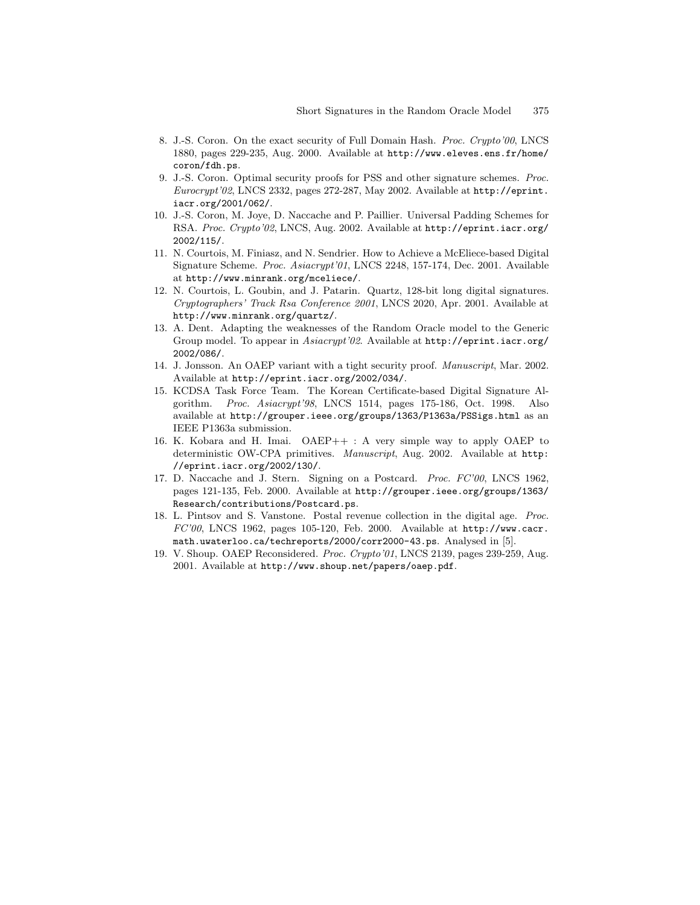8. J.-S. Coron. On the exact security of Full Domain Hash. *Proc. Crypto'00*, LNCS 1880, pages 229-235, Aug. 2000. Available at `http://www.eleves.ens.fr/home/coron/fdh.ps`.
9. J.-S. Coron. Optimal security proofs for PSS and other signature schemes. *Proc. Eurocrypt'02*, LNCS 2332, pages 272-287, May 2002. Available at `http://eprint.iacr.org/2001/062/`.
10. J.-S. Coron, M. Joye, D. Naccache and P. Paillier. Universal Padding Schemes for RSA. *Proc. Crypto'02*, LNCS, Aug. 2002. Available at `http://eprint.iacr.org/2002/115/`.
11. N. Courtois, M. Finiasz, and N. Sendrier. How to Achieve a McEliece-based Digital Signature Scheme. *Proc. Asiacrypt'01*, LNCS 2248, 157-174, Dec. 2001. Available at `http://www.minrank.org/mceliece/`.
12. N. Courtois, L. Goubin, and J. Patarin. Quartz, 128-bit long digital signatures. *Cryptographers' Track Rsa Conference 2001*, LNCS 2020, Apr. 2001. Available at `http://www.minrank.org/quartz/`.
13. A. Dent. Adapting the weaknesses of the Random Oracle model to the Generic Group model. To appear in *Asiacrypt'02*. Available at `http://eprint.iacr.org/2002/086/`.
14. J. Jonsson. An OAEP variant with a tight security proof. *Manuscript*, Mar. 2002. Available at `http://eprint.iacr.org/2002/034/`.
15. KCDSA Task Force Team. The Korean Certificate-based Digital Signature Algorithm. *Proc. Asiacrypt'98*, LNCS 1514, pages 175-186, Oct. 1998. Also available at `http://grouper.ieee.org/groups/1363/P1363a/PSSigs.html` as an IEEE P1363a submission.
16. K. Kobara and H. Imai. OAEP++ : A very simple way to apply OAEP to deterministic OW-CPA primitives. *Manuscript*, Aug. 2002. Available at `http://eprint.iacr.org/2002/130/`.
17. D. Naccache and J. Stern. Signing on a Postcard. *Proc. FC'00*, LNCS 1962, pages 121-135, Feb. 2000. Available at `http://grouper.ieee.org/groups/1363/Research/contributions/Postcard.ps`.
18. L. Pintsov and S. Vanstone. Postal revenue collection in the digital age. *Proc. FC'00*, LNCS 1962, pages 105-120, Feb. 2000. Available at `http://www.cacr.math.uwaterloo.ca/techreports/2000/corr2000-43.ps`. Analysed in [5].
19. V. Shoup. OAEP Reconsidered. *Proc. Crypto'01*, LNCS 2139, pages 239-259, Aug. 2001. Available at `http://www.shoup.net/papers/oaep.pdf`.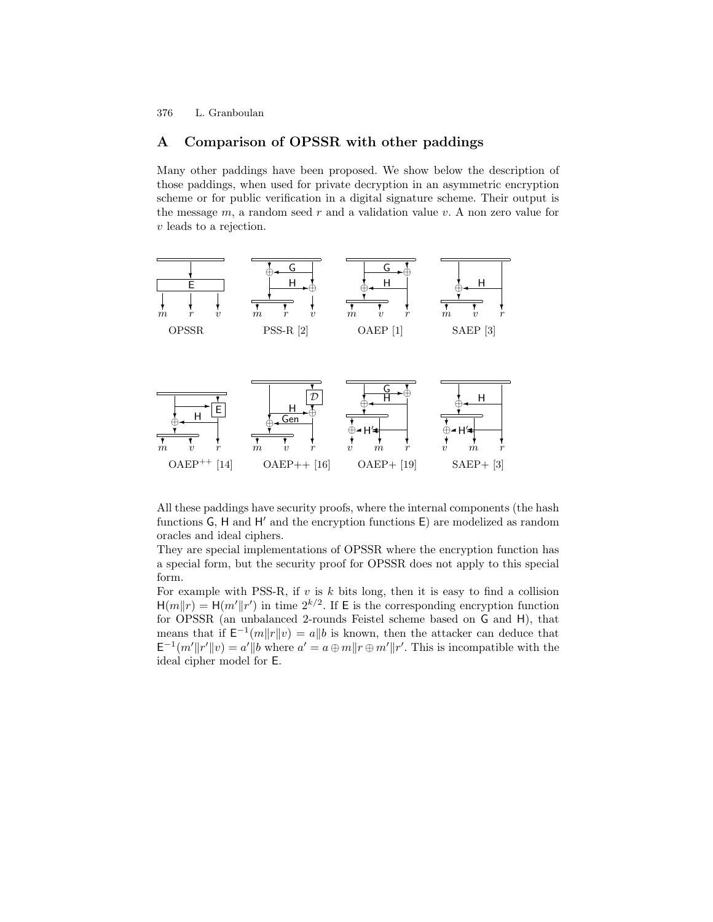## A Comparison of OPSSR with other paddings

Many other paddings have been proposed. We show below the description of those paddings, when used for private decryption in an asymmetric encryption scheme or for public verification in a digital signature scheme. Their output is the message $m$, a random seed $r$ and a validation value $v$. A non zero value for $v$ leads to a rejection.

OPSSR   PSS-R [2]   OAEP [1]   SAEP [3]

OAEP$^{++}$ [14]   OAEP++ [16]   OAEP+ [19]   SAEP+ [3]

All these paddings have security proofs, where the internal components (the hash functions $\mathsf{G}$, $\mathsf{H}$ and $\mathsf{H}'$ and the encryption functions $\mathsf{E}$) are modelized as random oracles and ideal ciphers.

They are special implementations of OPSSR where the encryption function has a special form, but the security proof for OPSSR does not apply to this special form.

For example with PSS-R, if $v$ is $k$ bits long, then it is easy to find a collision $\mathsf{H}(m\|r) = \mathsf{H}(m'\|r')$ in time $2^{k/2}$. If $\mathsf{E}$ is the corresponding encryption function for OPSSR (an unbalanced 2-rounds Feistel scheme based on $\mathsf{G}$ and $\mathsf{H}$), that means that if $\mathsf{E}^{-1}(m\|r\|v) = a\|b$ is known, then the attacker can deduce that $\mathsf{E}^{-1}(m'\|r'\|v) = a'\|b$ where $a' = a \oplus m\|r \oplus m'\|r'$. This is incompatible with the ideal cipher model for $\mathsf{E}$.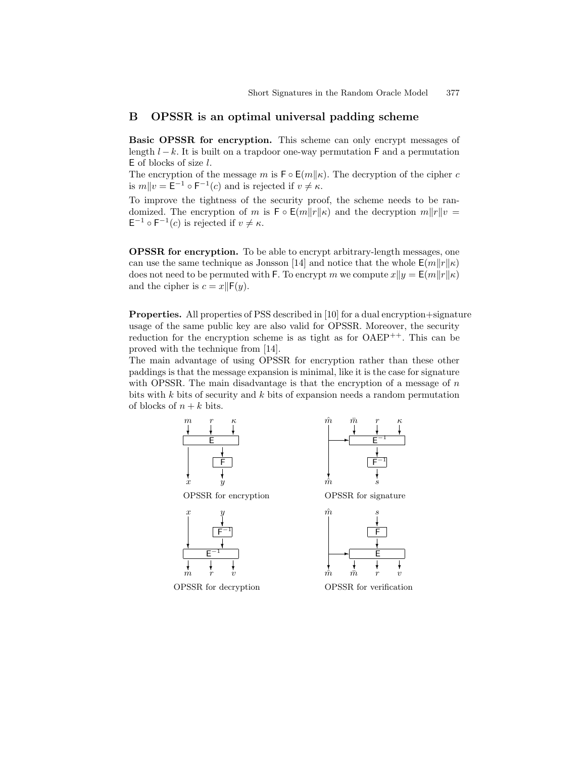## B OPSSR is an optimal universal padding scheme

**Basic OPSSR for encryption.** This scheme can only encrypt messages of length $l - k$. It is built on a trapdoor one-way permutation $\mathsf{F}$ and a permutation $\mathsf{E}$ of blocks of size $l$.

The encryption of the message $m$ is $\mathsf{F} \circ \mathsf{E}(m \| \kappa)$. The decryption of the cipher $c$ is $m \| v = \mathsf{E}^{-1} \circ \mathsf{F}^{-1}(c)$ and is rejected if $v \neq \kappa$.

To improve the tightness of the security proof, the scheme needs to be randomized. The encryption of $m$ is $\mathsf{F} \circ \mathsf{E}(m \| r \| \kappa)$ and the decryption $m \| r \| v = \mathsf{E}^{-1} \circ \mathsf{F}^{-1}(c)$ is rejected if $v \neq \kappa$.

**OPSSR for encryption.** To be able to encrypt arbitrary-length messages, one can use the same technique as Jonsson [14] and notice that the whole $\mathsf{E}(m \| r \| \kappa)$ does not need to be permuted with $\mathsf{F}$. To encrypt $m$ we compute $x \| y = \mathsf{E}(m \| r \| \kappa)$ and the cipher is $c = x \| \mathsf{F}(y)$.

**Properties.** All properties of PSS described in [10] for a dual encryption+signature usage of the same public key are also valid for OPSSR. Moreover, the security reduction for the encryption scheme is as tight as for OAEP$^{++}$. This can be proved with the technique from [14].

The main advantage of using OPSSR for encryption rather than these other paddings is that the message expansion is minimal, like it is the case for signature with OPSSR. The main disadvantage is that the encryption of a message of $n$ bits with $k$ bits of security and $k$ bits of expansion needs a random permutation of blocks of $n + k$ bits.

$m$ $r$ $\kappa$
E
F
$x$ $y$

OPSSR for encryption

$\hat{m}$ $\bar{m}$ $r$ $\kappa$
$\mathsf{E}^{-1}$
$\mathsf{F}^{-1}$
$\hat{m}$ $s$

OPSSR for signature

$x$ $y$
$\mathsf{F}^{-1}$
$\mathsf{E}^{-1}$
$m$ $r$ $v$

OPSSR for decryption

$\hat{m}$ $s$
F
E
$\hat{m}$ $\bar{m}$ $r$ $v$

OPSSR for verification